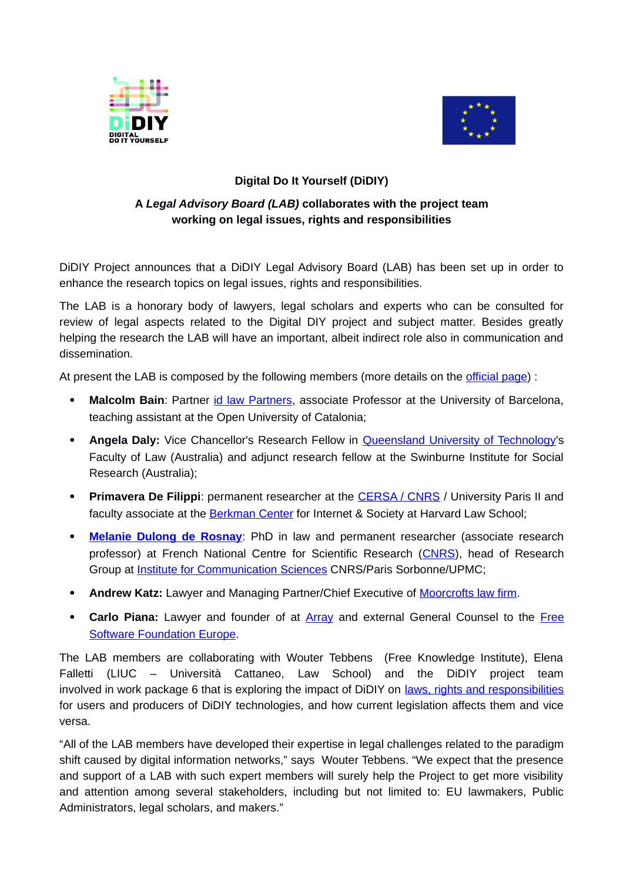**Digital Do It Yourself (DiDIY)**

**A *Legal Advisory Board (LAB)* collaborates with the project team working on legal issues, rights and responsibilities**

DiDIY Project announces that a DiDIY Legal Advisory Board (LAB) has been set up in order to enhance the research topics on legal issues, rights and responsibilities.

The LAB is a honorary body of lawyers, legal scholars and experts who can be consulted for review of legal aspects related to the Digital DIY project and subject matter. Besides greatly helping the research the LAB will have an important, albeit indirect role also in communication and dissemination.

At present the LAB is composed by the following members (more details on the official page) :

- **Malcolm Bain**: Partner id law Partners, associate Professor at the University of Barcelona, teaching assistant at the Open University of Catalonia;
- **Angela Daly:** Vice Chancellor's Research Fellow in Queensland University of Technology's Faculty of Law (Australia) and adjunct research fellow at the Swinburne Institute for Social Research (Australia);
- **Primavera De Filippi**: permanent researcher at the CERSA / CNRS / University Paris II and faculty associate at the Berkman Center for Internet & Society at Harvard Law School;
- **Melanie Dulong de Rosnay**: PhD in law and permanent researcher (associate research professor) at French National Centre for Scientific Research (CNRS), head of Research Group at Institute for Communication Sciences CNRS/Paris Sorbonne/UPMC;
- **Andrew Katz:** Lawyer and Managing Partner/Chief Executive of Moorcrofts law firm.
- **Carlo Piana:** Lawyer and founder of at Array and external General Counsel to the Free Software Foundation Europe.

The LAB members are collaborating with Wouter Tebbens (Free Knowledge Institute), Elena Falletti (LIUC – Università Cattaneo, Law School) and the DiDIY project team involved in work package 6 that is exploring the impact of DiDIY on laws, rights and responsibilities for users and producers of DiDIY technologies, and how current legislation affects them and vice versa.

"All of the LAB members have developed their expertise in legal challenges related to the paradigm shift caused by digital information networks," says Wouter Tebbens. "We expect that the presence and support of a LAB with such expert members will surely help the Project to get more visibility and attention among several stakeholders, including but not limited to: EU lawmakers, Public Administrators, legal scholars, and makers."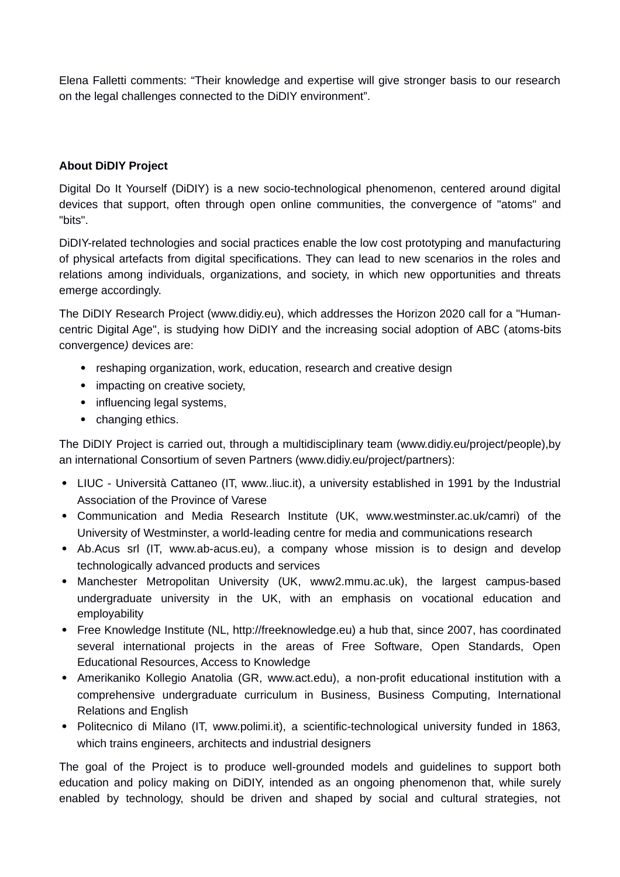Elena Falletti comments: “Their knowledge and expertise will give stronger basis to our research on the legal challenges connected to the DiDIY environment”.

**About DiDIY Project**

Digital Do It Yourself (DiDIY) is a new socio-technological phenomenon, centered around digital devices that support, often through open online communities, the convergence of "atoms" and "bits".

DiDIY-related technologies and social practices enable the low cost prototyping and manufacturing of physical artefacts from digital specifications. They can lead to new scenarios in the roles and relations among individuals, organizations, and society, in which new opportunities and threats emerge accordingly.

The DiDIY Research Project (www.didiy.eu), which addresses the Horizon 2020 call for a "Human-centric Digital Age", is studying how DiDIY and the increasing social adoption of ABC (atoms-bits convergence*)* devices are:

- reshaping organization, work, education, research and creative design
- impacting on creative society,
- influencing legal systems,
- changing ethics.

The DiDIY Project is carried out, through a multidisciplinary team (www.didiy.eu/project/people),by an international Consortium of seven Partners (www.didiy.eu/project/partners):

- LIUC - Università Cattaneo (IT, www..liuc.it), a university established in 1991 by the Industrial Association of the Province of Varese
- Communication and Media Research Institute (UK, www.westminster.ac.uk/camri) of the University of Westminster, a world-leading centre for media and communications research
- Ab.Acus srl (IT, www.ab-acus.eu), a company whose mission is to design and develop technologically advanced products and services
- Manchester Metropolitan University (UK, www2.mmu.ac.uk), the largest campus-based undergraduate university in the UK, with an emphasis on vocational education and employability
- Free Knowledge Institute (NL, http://freeknowledge.eu) a hub that, since 2007, has coordinated several international projects in the areas of Free Software, Open Standards, Open Educational Resources, Access to Knowledge
- Amerikaniko Kollegio Anatolia (GR, www.act.edu), a non-profit educational institution with a comprehensive undergraduate curriculum in Business, Business Computing, International Relations and English
- Politecnico di Milano (IT, www.polimi.it), a scientific-technological university funded in 1863, which trains engineers, architects and industrial designers

The goal of the Project is to produce well-grounded models and guidelines to support both education and policy making on DiDIY, intended as an ongoing phenomenon that, while surely enabled by technology, should be driven and shaped by social and cultural strategies, not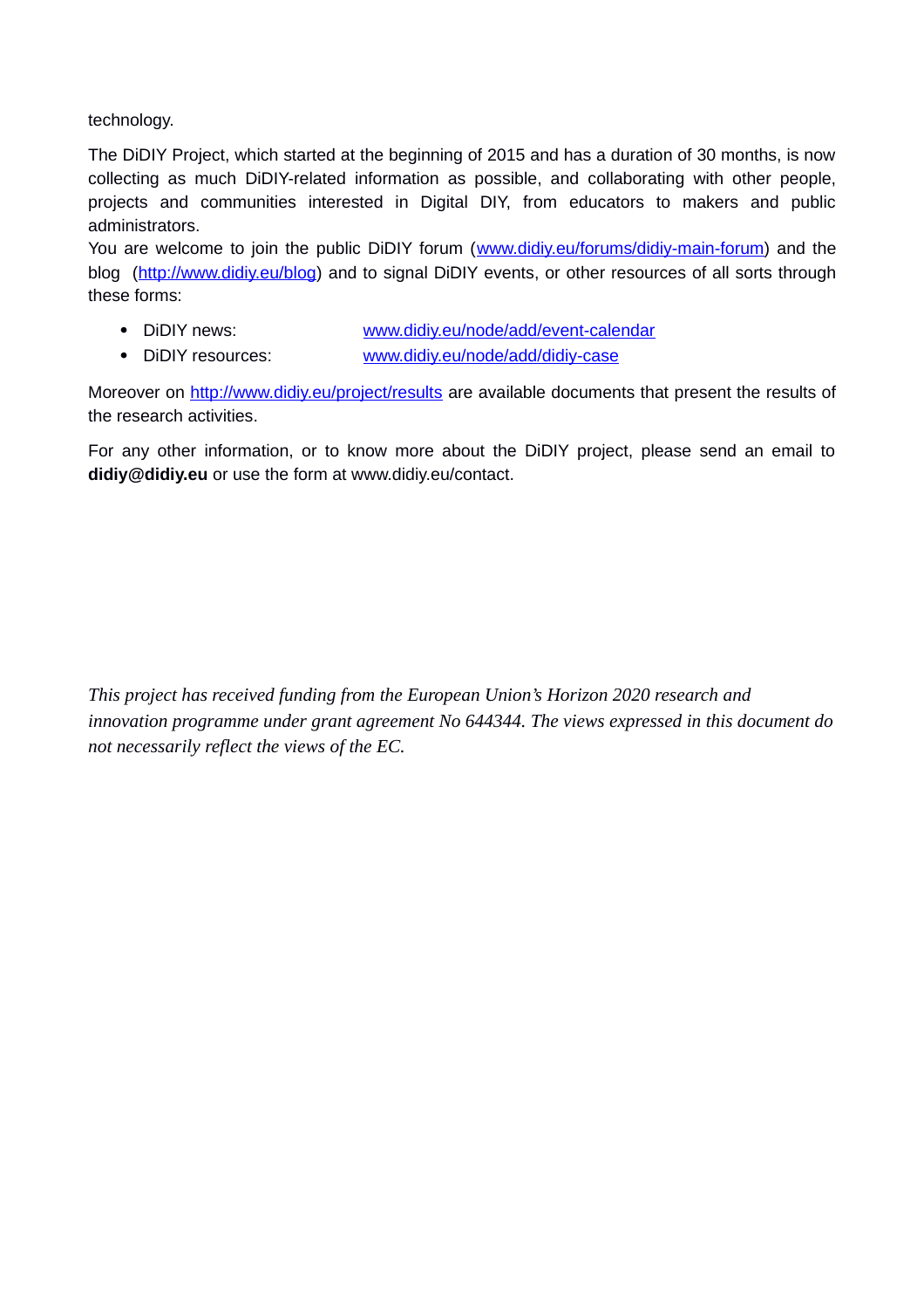technology.

The DiDIY Project, which started at the beginning of 2015 and has a duration of 30 months, is now collecting as much DiDIY-related information as possible, and collaborating with other people, projects and communities interested in Digital DIY, from educators to makers and public administrators.
You are welcome to join the public DiDIY forum (www.didiy.eu/forums/didiy-main-forum) and the blog (http://www.didiy.eu/blog) and to signal DiDIY events, or other resources of all sorts through these forms:

- DiDIY news: www.didiy.eu/node/add/event-calendar
- DiDIY resources: www.didiy.eu/node/add/didiy-case

Moreover on http://www.didiy.eu/project/results are available documents that present the results of the research activities.

For any other information, or to know more about the DiDIY project, please send an email to **didiy@didiy.eu** or use the form at www.didiy.eu/contact.

*This project has received funding from the European Union's Horizon 2020 research and innovation programme under grant agreement No 644344. The views expressed in this document do not necessarily reflect the views of the EC.*